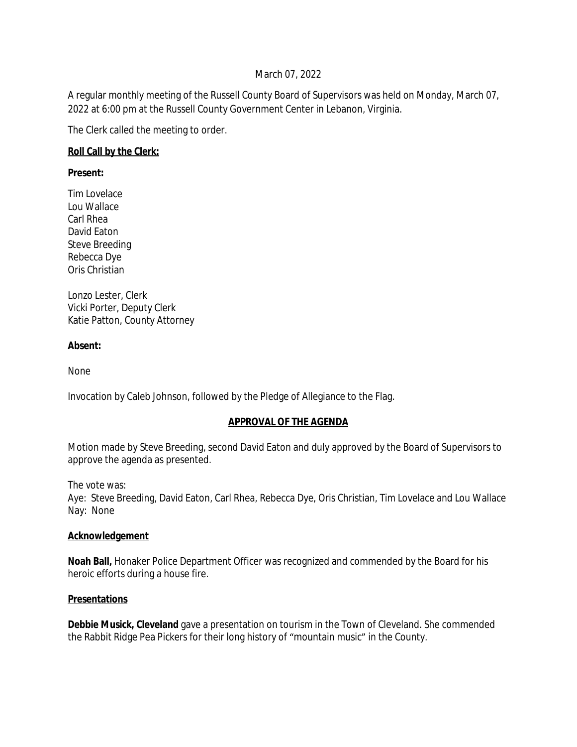March 07, 2022

A regular monthly meeting of the Russell County Board of Supervisors was held on Monday, March 07, 2022 at 6:00 pm at the Russell County Government Center in Lebanon, Virginia.

The Clerk called the meeting to order.

**Roll Call by the Clerk:**

**Present:**

Tim Lovelace
Lou Wallace
Carl Rhea
David Eaton
Steve Breeding
Rebecca Dye
Oris Christian

Lonzo Lester, Clerk
Vicki Porter, Deputy Clerk
Katie Patton, County Attorney

**Absent:**

None

Invocation by Caleb Johnson, followed by the Pledge of Allegiance to the Flag.

## APPROVAL OF THE AGENDA

Motion made by Steve Breeding, second David Eaton and duly approved by the Board of Supervisors to approve the agenda as presented.

The vote was:
Aye: Steve Breeding, David Eaton, Carl Rhea, Rebecca Dye, Oris Christian, Tim Lovelace and Lou Wallace
Nay: None

**Acknowledgement**

**Noah Ball,** Honaker Police Department Officer was recognized and commended by the Board for his heroic efforts during a house fire.

**Presentations**

**Debbie Musick, Cleveland** gave a presentation on tourism in the Town of Cleveland. She commended the Rabbit Ridge Pea Pickers for their long history of "mountain music" in the County.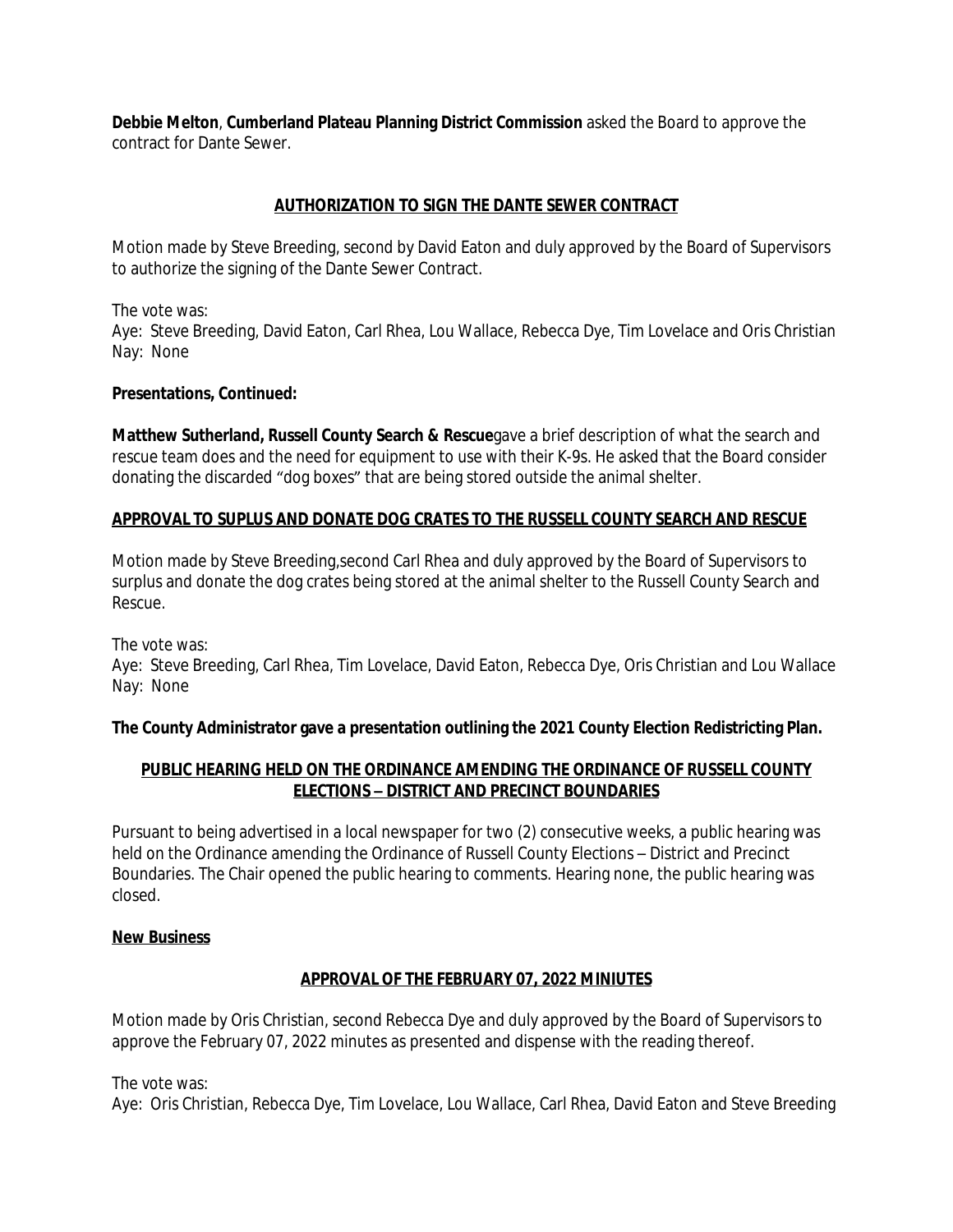**Debbie Melton**, **Cumberland Plateau Planning District Commission** asked the Board to approve the contract for Dante Sewer.

**AUTHORIZATION TO SIGN THE DANTE SEWER CONTRACT**

Motion made by Steve Breeding, second by David Eaton and duly approved by the Board of Supervisors to authorize the signing of the Dante Sewer Contract.

The vote was:
Aye: Steve Breeding, David Eaton, Carl Rhea, Lou Wallace, Rebecca Dye, Tim Lovelace and Oris Christian
Nay: None

**Presentations, Continued:**

**Matthew Sutherland, Russell County Search & Rescue**gave a brief description of what the search and rescue team does and the need for equipment to use with their K-9s. He asked that the Board consider donating the discarded "dog boxes" that are being stored outside the animal shelter.

**APPROVAL TO SUPLUS AND DONATE DOG CRATES TO THE RUSSELL COUNTY SEARCH AND RESCUE**

Motion made by Steve Breeding,second Carl Rhea and duly approved by the Board of Supervisors to surplus and donate the dog crates being stored at the animal shelter to the Russell County Search and Rescue.

The vote was:
Aye: Steve Breeding, Carl Rhea, Tim Lovelace, David Eaton, Rebecca Dye, Oris Christian and Lou Wallace
Nay: None

**The County Administrator gave a presentation outlining the 2021 County Election Redistricting Plan.**

**PUBLIC HEARING HELD ON THE ORDINANCE AMENDING THE ORDINANCE OF RUSSELL COUNTY ELECTIONS – DISTRICT AND PRECINCT BOUNDARIES**

Pursuant to being advertised in a local newspaper for two (2) consecutive weeks, a public hearing was held on the Ordinance amending the Ordinance of Russell County Elections – District and Precinct Boundaries. The Chair opened the public hearing to comments. Hearing none, the public hearing was closed.

**New Business**

**APPROVAL OF THE FEBRUARY 07, 2022 MINIUTES**

Motion made by Oris Christian, second Rebecca Dye and duly approved by the Board of Supervisors to approve the February 07, 2022 minutes as presented and dispense with the reading thereof.

The vote was:
Aye: Oris Christian, Rebecca Dye, Tim Lovelace, Lou Wallace, Carl Rhea, David Eaton and Steve Breeding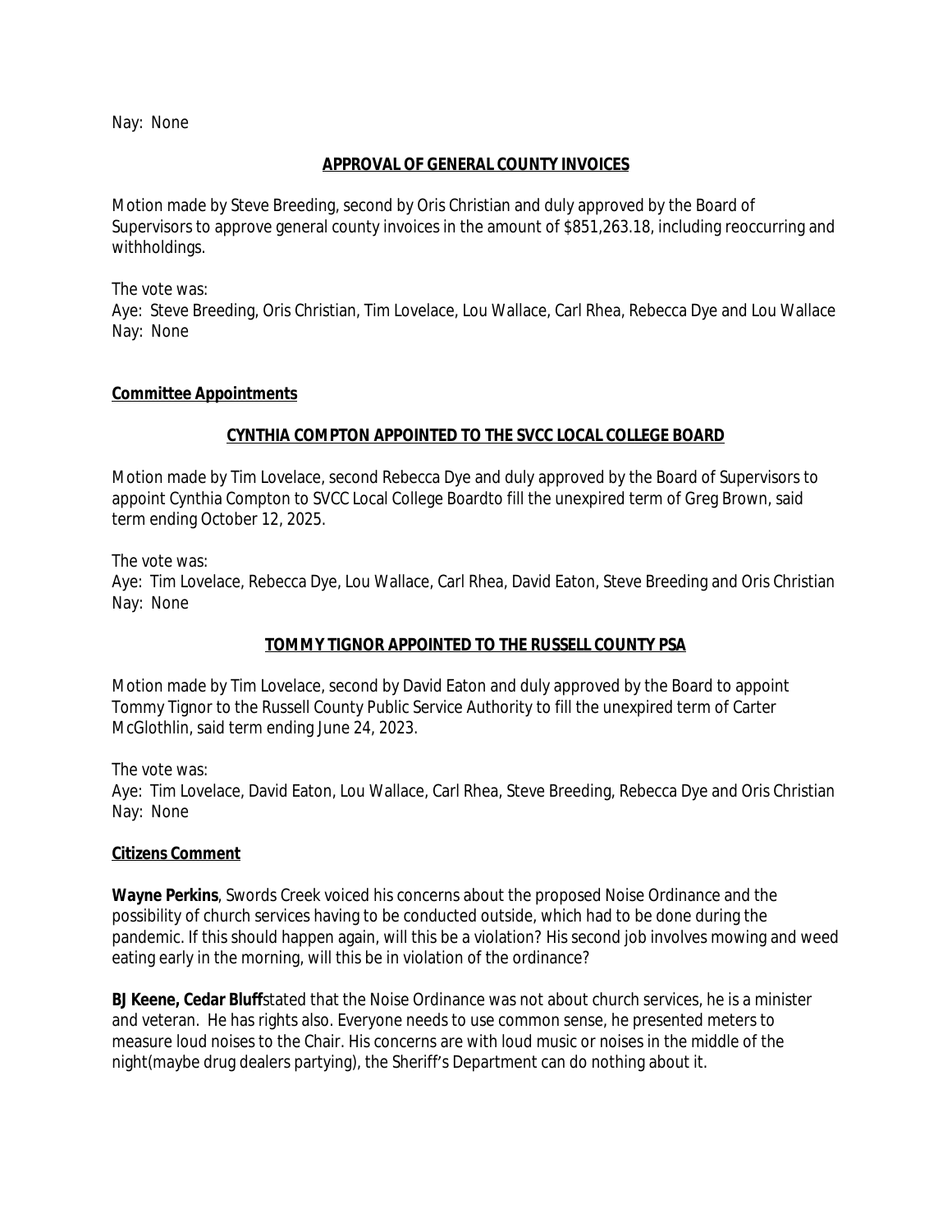Nay: None

**APPROVAL OF GENERAL COUNTY INVOICES**

Motion made by Steve Breeding, second by Oris Christian and duly approved by the Board of Supervisors to approve general county invoices in the amount of $851,263.18, including reoccurring and withholdings.

The vote was:
Aye: Steve Breeding, Oris Christian, Tim Lovelace, Lou Wallace, Carl Rhea, Rebecca Dye and Lou Wallace
Nay: None

**Committee Appointments**

**CYNTHIA COMPTON APPOINTED TO THE SVCC LOCAL COLLEGE BOARD**

Motion made by Tim Lovelace, second Rebecca Dye and duly approved by the Board of Supervisors to appoint Cynthia Compton to SVCC Local College Boardto fill the unexpired term of Greg Brown, said term ending October 12, 2025.

The vote was:
Aye: Tim Lovelace, Rebecca Dye, Lou Wallace, Carl Rhea, David Eaton, Steve Breeding and Oris Christian
Nay: None

**TOMMY TIGNOR APPOINTED TO THE RUSSELL COUNTY PSA**

Motion made by Tim Lovelace, second by David Eaton and duly approved by the Board to appoint Tommy Tignor to the Russell County Public Service Authority to fill the unexpired term of Carter McGlothlin, said term ending June 24, 2023.

The vote was:
Aye: Tim Lovelace, David Eaton, Lou Wallace, Carl Rhea, Steve Breeding, Rebecca Dye and Oris Christian
Nay: None

**Citizens Comment**

**Wayne Perkins**, Swords Creek voiced his concerns about the proposed Noise Ordinance and the possibility of church services having to be conducted outside, which had to be done during the pandemic. If this should happen again, will this be a violation? His second job involves mowing and weed eating early in the morning, will this be in violation of the ordinance?

**BJ Keene, Cedar Bluff**stated that the Noise Ordinance was not about church services, he is a minister and veteran. He has rights also. Everyone needs to use common sense, he presented meters to measure loud noises to the Chair. His concerns are with loud music or noises in the middle of the night(maybe drug dealers partying), the Sheriff's Department can do nothing about it.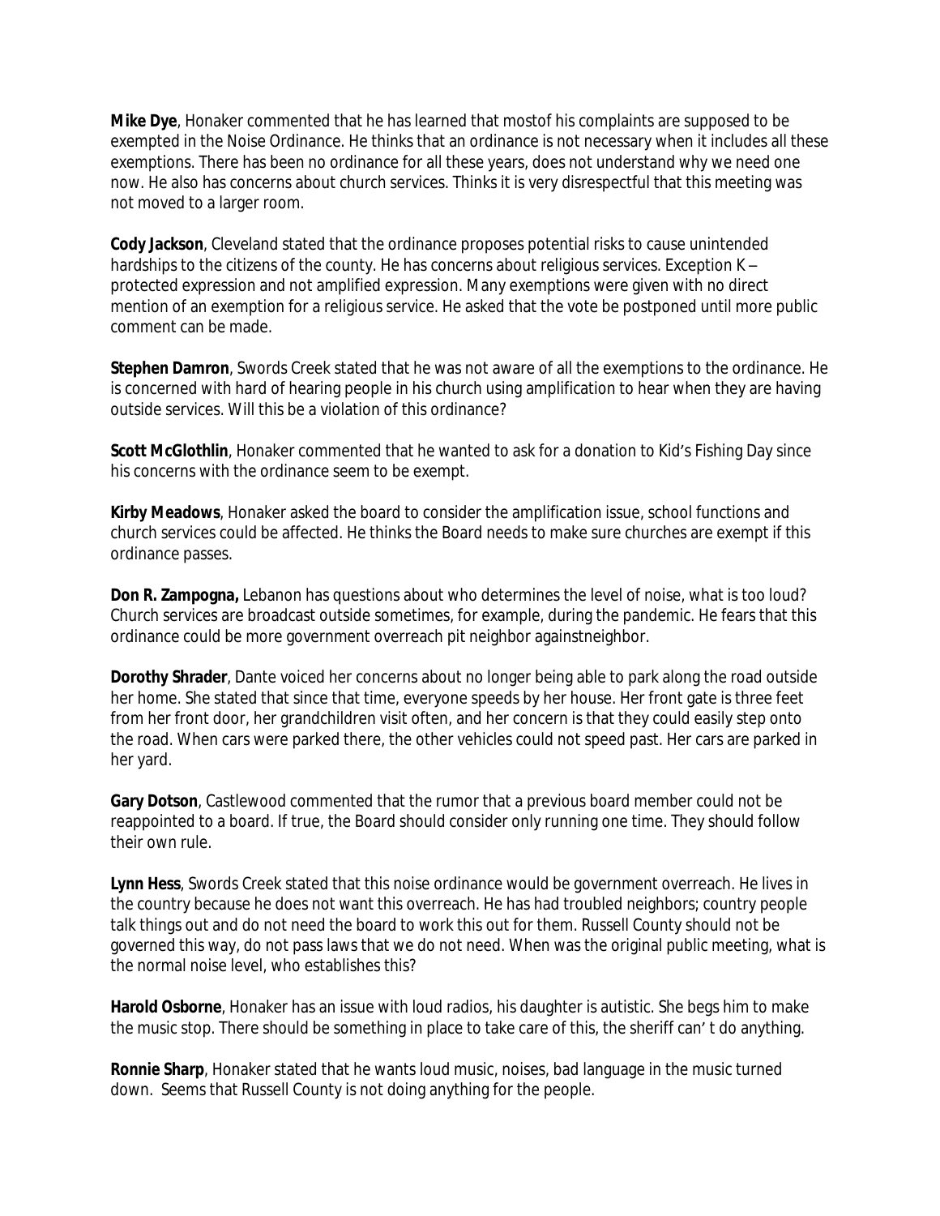**Mike Dye**, Honaker commented that he has learned that mostof his complaints are supposed to be exempted in the Noise Ordinance. He thinks that an ordinance is not necessary when it includes all these exemptions. There has been no ordinance for all these years, does not understand why we need one now. He also has concerns about church services. Thinks it is very disrespectful that this meeting was not moved to a larger room.

**Cody Jackson**, Cleveland stated that the ordinance proposes potential risks to cause unintended hardships to the citizens of the county. He has concerns about religious services. Exception K – protected expression and not amplified expression. Many exemptions were given with no direct mention of an exemption for a religious service. He asked that the vote be postponed until more public comment can be made.

**Stephen Damron**, Swords Creek stated that he was not aware of all the exemptions to the ordinance. He is concerned with hard of hearing people in his church using amplification to hear when they are having outside services. Will this be a violation of this ordinance?

**Scott McGlothlin**, Honaker commented that he wanted to ask for a donation to Kid's Fishing Day since his concerns with the ordinance seem to be exempt.

**Kirby Meadows**, Honaker asked the board to consider the amplification issue, school functions and church services could be affected. He thinks the Board needs to make sure churches are exempt if this ordinance passes.

**Don R. Zampogna,** Lebanon has questions about who determines the level of noise, what is too loud? Church services are broadcast outside sometimes, for example, during the pandemic. He fears that this ordinance could be more government overreach pit neighbor againstneighbor.

**Dorothy Shrader**, Dante voiced her concerns about no longer being able to park along the road outside her home. She stated that since that time, everyone speeds by her house. Her front gate is three feet from her front door, her grandchildren visit often, and her concern is that they could easily step onto the road. When cars were parked there, the other vehicles could not speed past. Her cars are parked in her yard.

**Gary Dotson**, Castlewood commented that the rumor that a previous board member could not be reappointed to a board. If true, the Board should consider only running one time. They should follow their own rule.

**Lynn Hess**, Swords Creek stated that this noise ordinance would be government overreach. He lives in the country because he does not want this overreach. He has had troubled neighbors; country people talk things out and do not need the board to work this out for them. Russell County should not be governed this way, do not pass laws that we do not need. When was the original public meeting, what is the normal noise level, who establishes this?

**Harold Osborne**, Honaker has an issue with loud radios, his daughter is autistic. She begs him to make the music stop. There should be something in place to take care of this, the sheriff can' t do anything.

**Ronnie Sharp**, Honaker stated that he wants loud music, noises, bad language in the music turned down. Seems that Russell County is not doing anything for the people.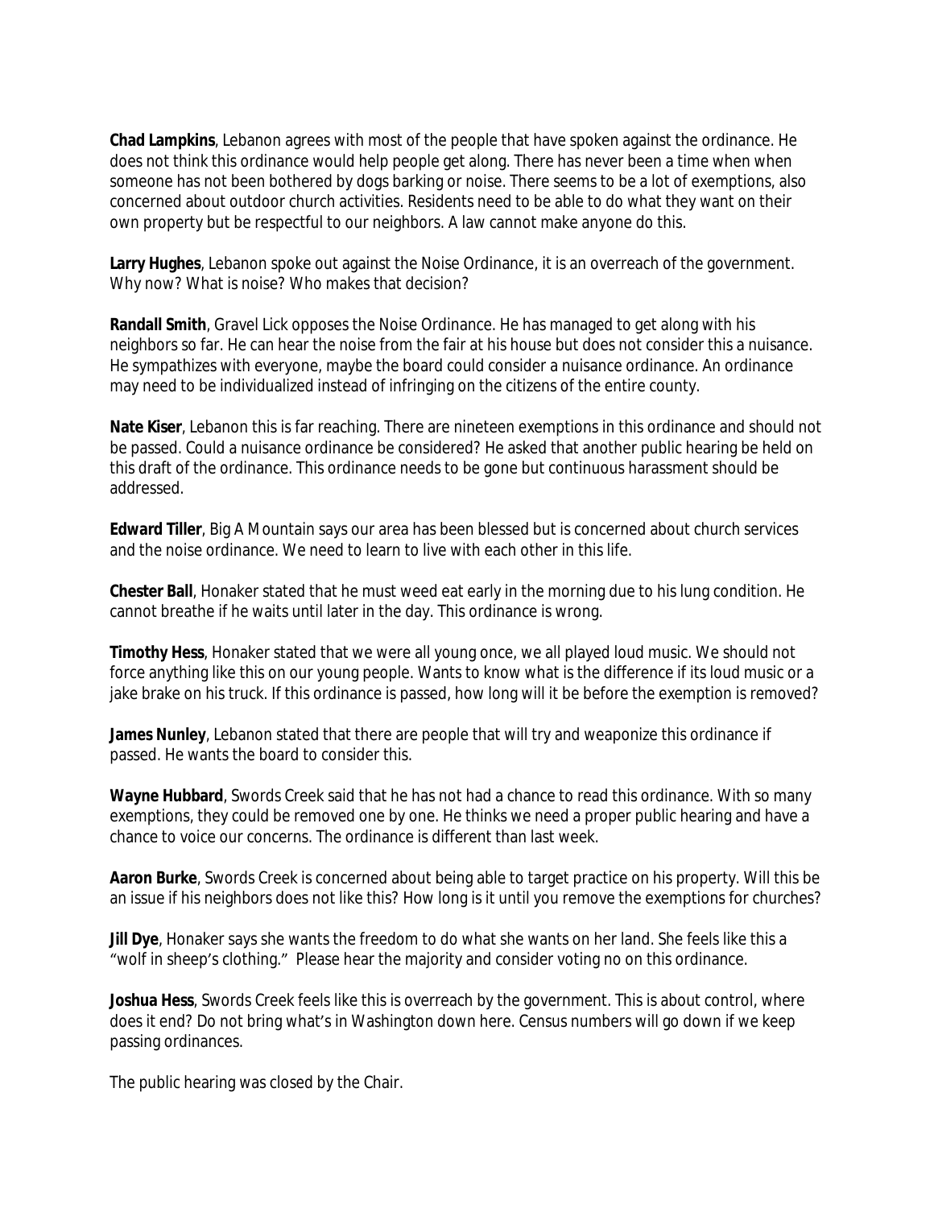**Chad Lampkins**, Lebanon agrees with most of the people that have spoken against the ordinance. He does not think this ordinance would help people get along. There has never been a time when when someone has not been bothered by dogs barking or noise. There seems to be a lot of exemptions, also concerned about outdoor church activities. Residents need to be able to do what they want on their own property but be respectful to our neighbors. A law cannot make anyone do this.

**Larry Hughes**, Lebanon spoke out against the Noise Ordinance, it is an overreach of the government. Why now? What is noise? Who makes that decision?

**Randall Smith**, Gravel Lick opposes the Noise Ordinance. He has managed to get along with his neighbors so far. He can hear the noise from the fair at his house but does not consider this a nuisance. He sympathizes with everyone, maybe the board could consider a nuisance ordinance. An ordinance may need to be individualized instead of infringing on the citizens of the entire county.

**Nate Kiser**, Lebanon this is far reaching. There are nineteen exemptions in this ordinance and should not be passed. Could a nuisance ordinance be considered? He asked that another public hearing be held on this draft of the ordinance. This ordinance needs to be gone but continuous harassment should be addressed.

**Edward Tiller**, Big A Mountain says our area has been blessed but is concerned about church services and the noise ordinance. We need to learn to live with each other in this life.

**Chester Ball**, Honaker stated that he must weed eat early in the morning due to his lung condition. He cannot breathe if he waits until later in the day. This ordinance is wrong.

**Timothy Hess**, Honaker stated that we were all young once, we all played loud music. We should not force anything like this on our young people. Wants to know what is the difference if its loud music or a jake brake on his truck. If this ordinance is passed, how long will it be before the exemption is removed?

**James Nunley**, Lebanon stated that there are people that will try and weaponize this ordinance if passed. He wants the board to consider this.

**Wayne Hubbard**, Swords Creek said that he has not had a chance to read this ordinance. With so many exemptions, they could be removed one by one. He thinks we need a proper public hearing and have a chance to voice our concerns. The ordinance is different than last week.

**Aaron Burke**, Swords Creek is concerned about being able to target practice on his property. Will this be an issue if his neighbors does not like this? How long is it until you remove the exemptions for churches?

**Jill Dye**, Honaker says she wants the freedom to do what she wants on her land. She feels like this a "wolf in sheep's clothing." Please hear the majority and consider voting no on this ordinance.

**Joshua Hess**, Swords Creek feels like this is overreach by the government. This is about control, where does it end? Do not bring what's in Washington down here. Census numbers will go down if we keep passing ordinances.

The public hearing was closed by the Chair.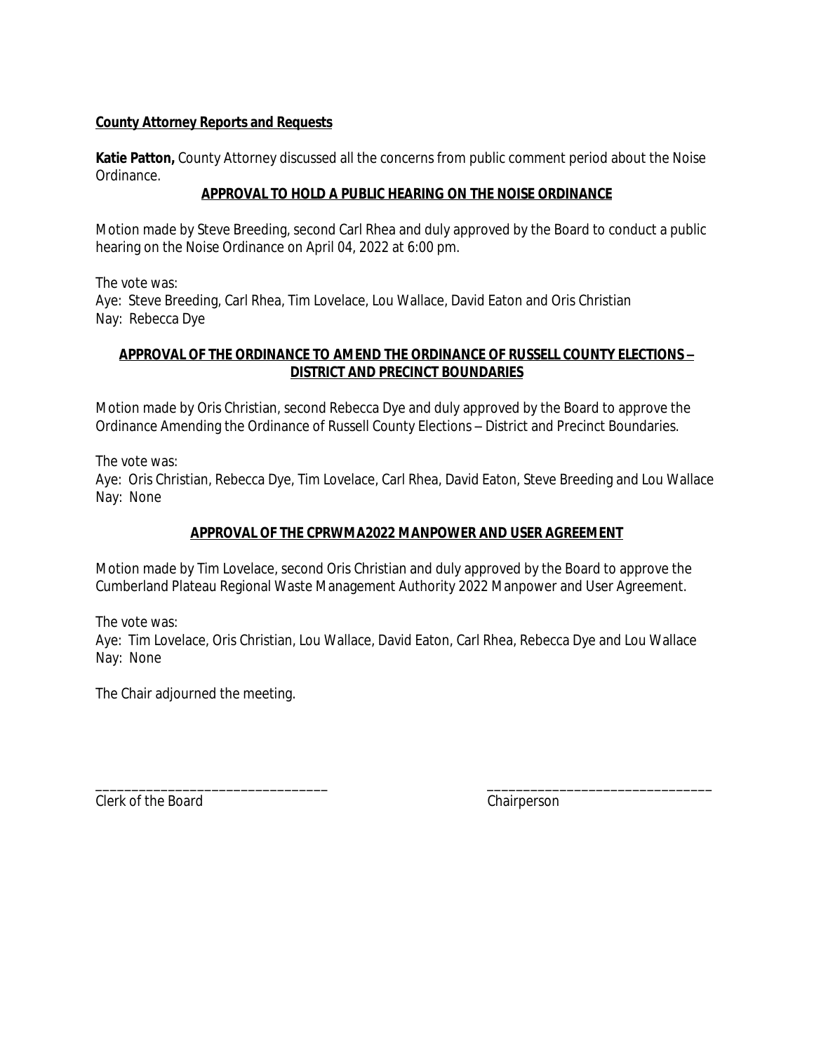**County Attorney Reports and Requests**

**Katie Patton,** County Attorney discussed all the concerns from public comment period about the Noise Ordinance.

**APPROVAL TO HOLD A PUBLIC HEARING ON THE NOISE ORDINANCE**

Motion made by Steve Breeding, second Carl Rhea and duly approved by the Board to conduct a public hearing on the Noise Ordinance on April 04, 2022 at 6:00 pm.

The vote was:
Aye: Steve Breeding, Carl Rhea, Tim Lovelace, Lou Wallace, David Eaton and Oris Christian
Nay: Rebecca Dye

**APPROVAL OF THE ORDINANCE TO AMEND THE ORDINANCE OF RUSSELL COUNTY ELECTIONS – DISTRICT AND PRECINCT BOUNDARIES**

Motion made by Oris Christian, second Rebecca Dye and duly approved by the Board to approve the Ordinance Amending the Ordinance of Russell County Elections – District and Precinct Boundaries.

The vote was:
Aye: Oris Christian, Rebecca Dye, Tim Lovelace, Carl Rhea, David Eaton, Steve Breeding and Lou Wallace
Nay: None

**APPROVAL OF THE CPRWMA2022 MANPOWER AND USER AGREEMENT**

Motion made by Tim Lovelace, second Oris Christian and duly approved by the Board to approve the Cumberland Plateau Regional Waste Management Authority 2022 Manpower and User Agreement.

The vote was:
Aye: Tim Lovelace, Oris Christian, Lou Wallace, David Eaton, Carl Rhea, Rebecca Dye and Lou Wallace
Nay: None

The Chair adjourned the meeting.

________________________________ ________________________________
Clerk of the Board Chairperson